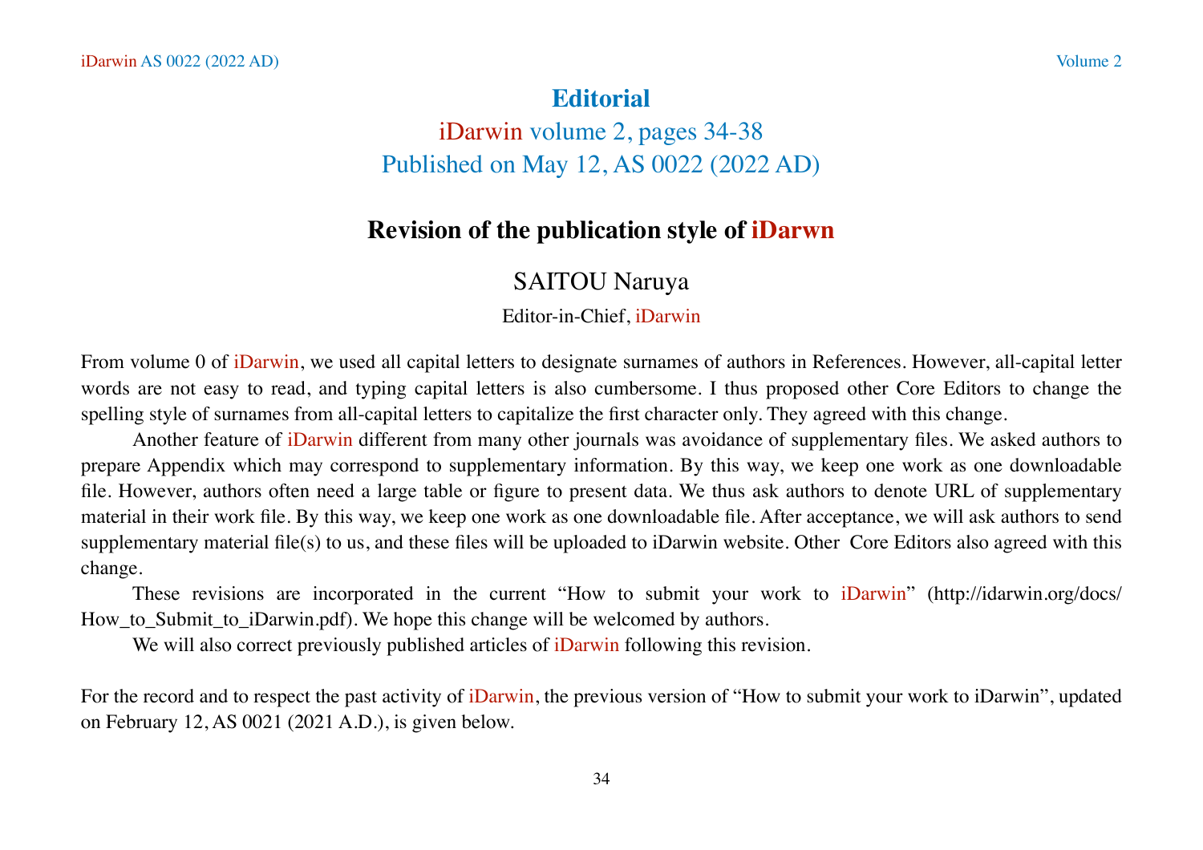# Editorial

iDarwin volume 2, pages 34-38
Published on May 12, AS 0022 (2022 AD)

## Revision of the publication style of iDarwn

SAITOU Naruya

Editor-in-Chief, iDarwin

From volume 0 of iDarwin, we used all capital letters to designate surnames of authors in References. However, all-capital letter words are not easy to read, and typing capital letters is also cumbersome. I thus proposed other Core Editors to change the spelling style of surnames from all-capital letters to capitalize the first character only. They agreed with this change.

Another feature of iDarwin different from many other journals was avoidance of supplementary files. We asked authors to prepare Appendix which may correspond to supplementary information. By this way, we keep one work as one downloadable file. However, authors often need a large table or figure to present data. We thus ask authors to denote URL of supplementary material in their work file. By this way, we keep one work as one downloadable file. After acceptance, we will ask authors to send supplementary material file(s) to us, and these files will be uploaded to iDarwin website. Other Core Editors also agreed with this change.

These revisions are incorporated in the current "How to submit your work to iDarwin" (http://idarwin.org/docs/How_to_Submit_to_iDarwin.pdf). We hope this change will be welcomed by authors.

We will also correct previously published articles of iDarwin following this revision.

For the record and to respect the past activity of iDarwin, the previous version of "How to submit your work to iDarwin", updated on February 12, AS 0021 (2021 A.D.), is given below.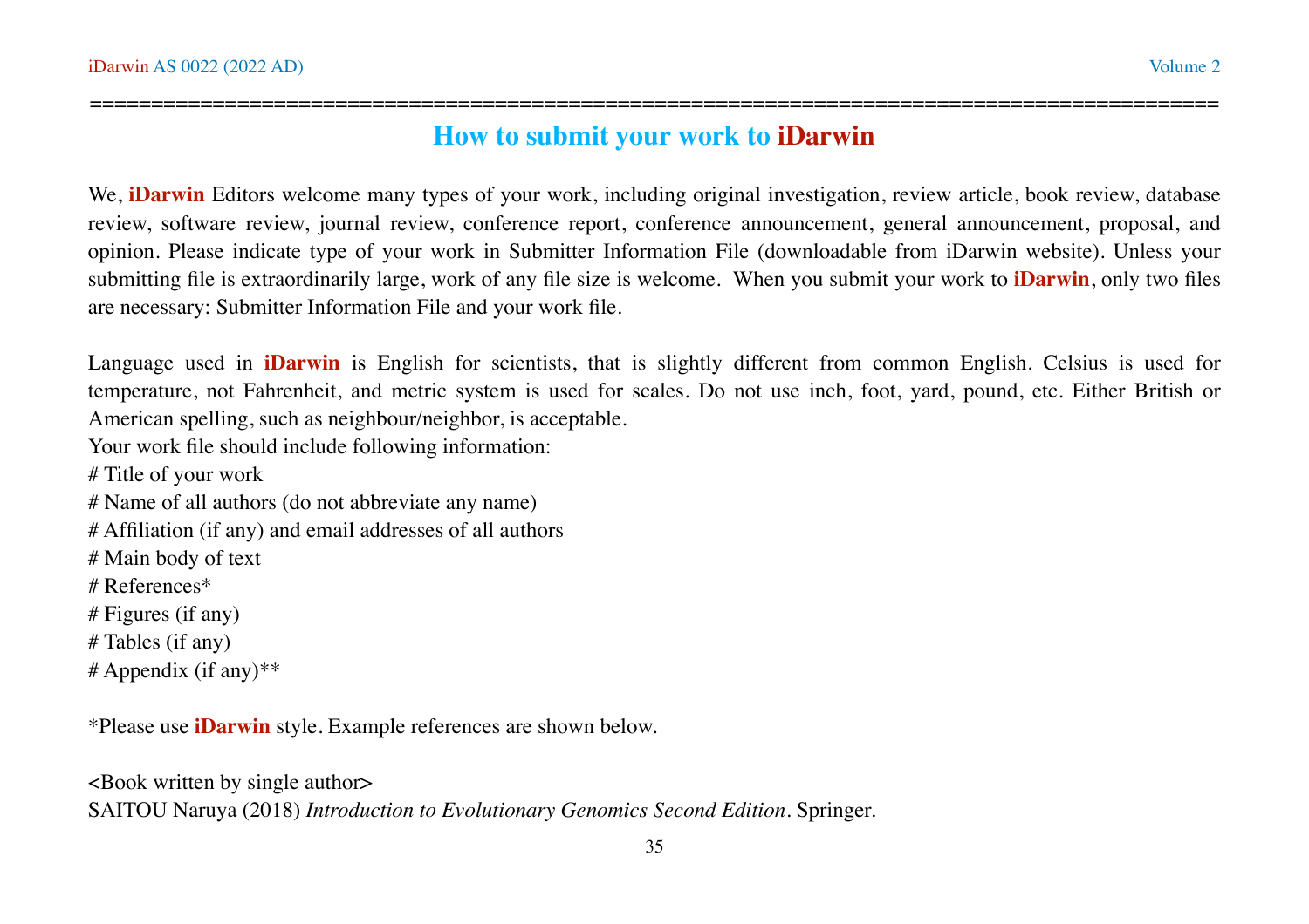## How to submit your work to **iDarwin**

We, **iDarwin** Editors welcome many types of your work, including original investigation, review article, book review, database review, software review, journal review, conference report, conference announcement, general announcement, proposal, and opinion. Please indicate type of your work in Submitter Information File (downloadable from iDarwin website). Unless your submitting file is extraordinarily large, work of any file size is welcome. When you submit your work to **iDarwin**, only two files are necessary: Submitter Information File and your work file.

Language used in **iDarwin** is English for scientists, that is slightly different from common English. Celsius is used for temperature, not Fahrenheit, and metric system is used for scales. Do not use inch, foot, yard, pound, etc. Either British or American spelling, such as neighbour/neighbor, is acceptable.

Your work file should include following information:

# Title of your work
# Name of all authors (do not abbreviate any name)
# Affiliation (if any) and email addresses of all authors
# Main body of text
# References*
# Figures (if any)
# Tables (if any)
# Appendix (if any)**

*Please use **iDarwin** style. Example references are shown below.

<Book written by single author>
SAITOU Naruya (2018) *Introduction to Evolutionary Genomics Second Edition*. Springer.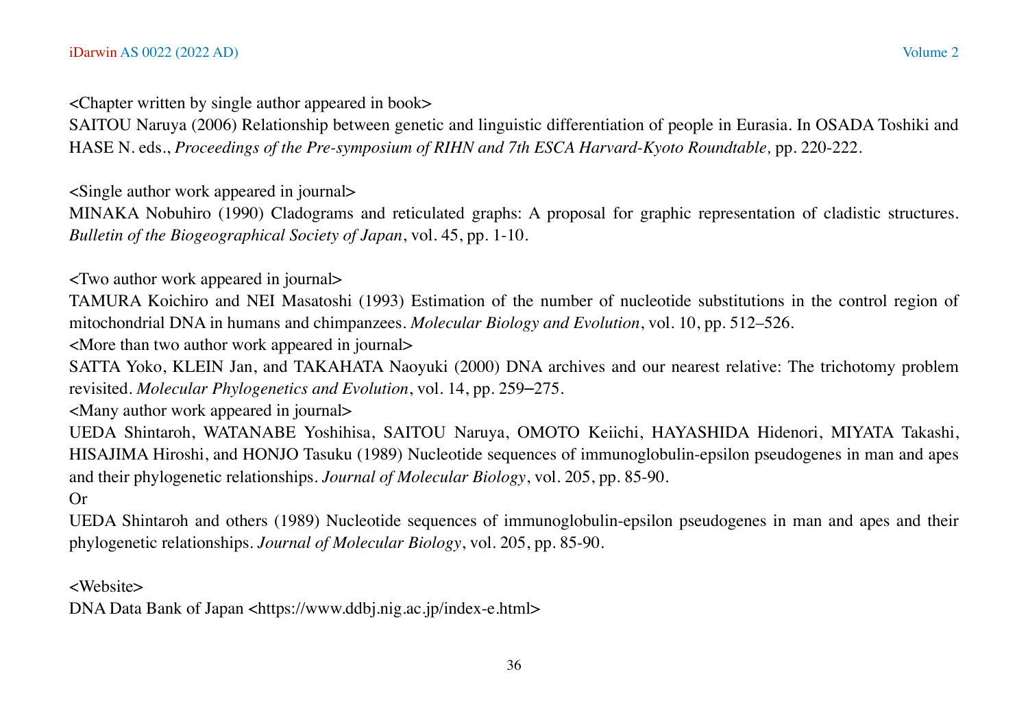<Chapter written by single author appeared in book>

SAITOU Naruya (2006) Relationship between genetic and linguistic differentiation of people in Eurasia. In OSADA Toshiki and HASE N. eds., *Proceedings of the Pre-symposium of RIHN and 7th ESCA Harvard-Kyoto Roundtable,* pp. 220-222.

<Single author work appeared in journal>

MINAKA Nobuhiro (1990) Cladograms and reticulated graphs: A proposal for graphic representation of cladistic structures. *Bulletin of the Biogeographical Society of Japan*, vol. 45, pp. 1-10.

<Two author work appeared in journal>

TAMURA Koichiro and NEI Masatoshi (1993) Estimation of the number of nucleotide substitutions in the control region of mitochondrial DNA in humans and chimpanzees. *Molecular Biology and Evolution*, vol. 10, pp. 512–526.

<More than two author work appeared in journal>

SATTA Yoko, KLEIN Jan, and TAKAHATA Naoyuki (2000) DNA archives and our nearest relative: The trichotomy problem revisited. *Molecular Phylogenetics and Evolution*, vol. 14, pp. 259–275.

<Many author work appeared in journal>

UEDA Shintaroh, WATANABE Yoshihisa, SAITOU Naruya, OMOTO Keiichi, HAYASHIDA Hidenori, MIYATA Takashi, HISAJIMA Hiroshi, and HONJO Tasuku (1989) Nucleotide sequences of immunoglobulin-epsilon pseudogenes in man and apes and their phylogenetic relationships. *Journal of Molecular Biology*, vol. 205, pp. 85-90.

Or

UEDA Shintaroh and others (1989) Nucleotide sequences of immunoglobulin-epsilon pseudogenes in man and apes and their phylogenetic relationships. *Journal of Molecular Biology*, vol. 205, pp. 85-90.

<Website>

DNA Data Bank of Japan <https://www.ddbj.nig.ac.jp/index-e.html>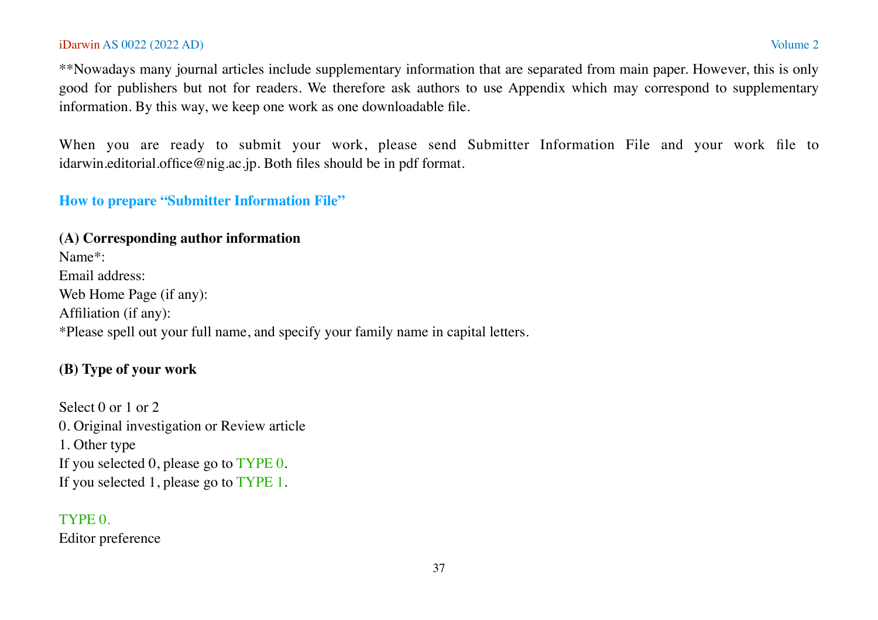**Nowadays many journal articles include supplementary information that are separated from main paper. However, this is only good for publishers but not for readers. We therefore ask authors to use Appendix which may correspond to supplementary information. By this way, we keep one work as one downloadable file.

When you are ready to submit your work, please send Submitter Information File and your work file to idarwin.editorial.office@nig.ac.jp. Both files should be in pdf format.

## How to prepare "Submitter Information File"

**(A) Corresponding author information**

Name*:
Email address:
Web Home Page (if any):
Affiliation (if any):
*Please spell out your full name, and specify your family name in capital letters.

**(B) Type of your work**

Select 0 or 1 or 2
0. Original investigation or Review article
1. Other type
If you selected 0, please go to TYPE 0.
If you selected 1, please go to TYPE 1.

TYPE 0.
Editor preference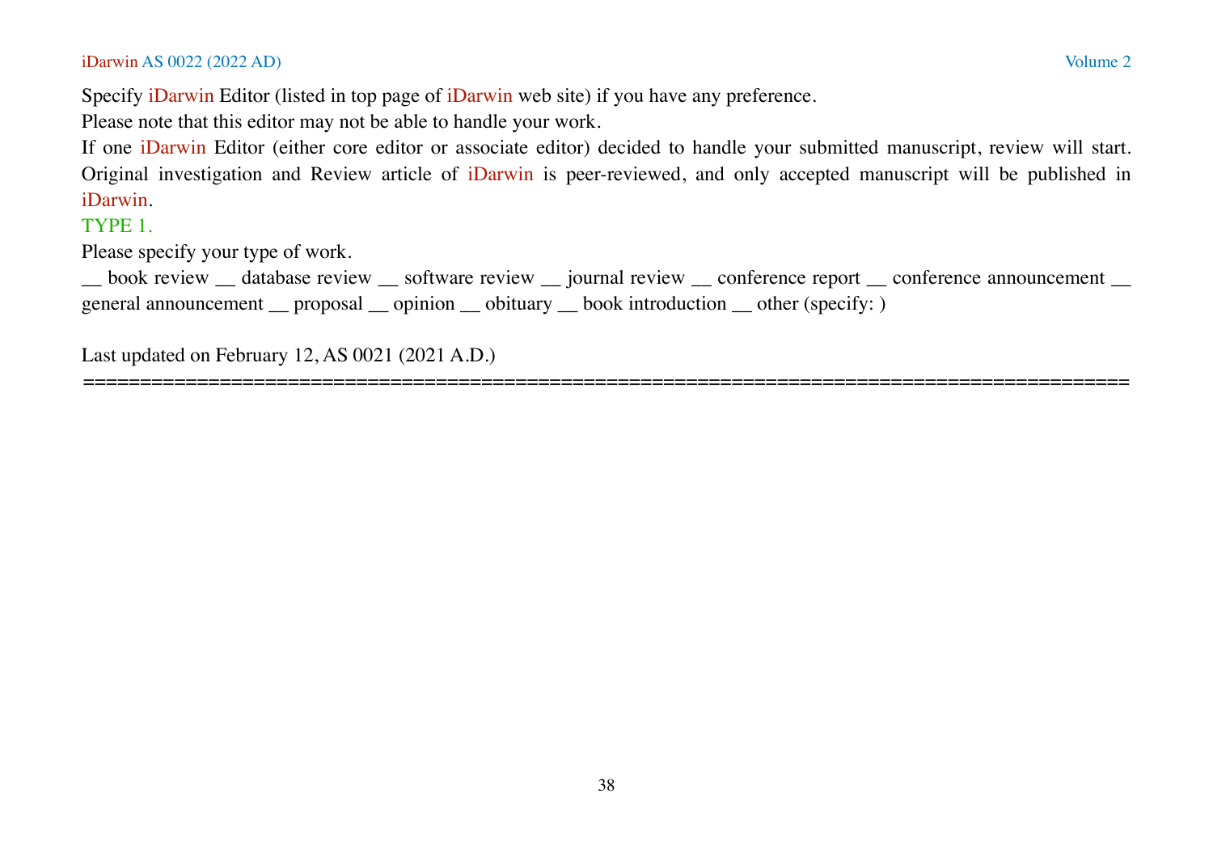Specify iDarwin Editor (listed in top page of iDarwin web site) if you have any preference.
Please note that this editor may not be able to handle your work.
If one iDarwin Editor (either core editor or associate editor) decided to handle your submitted manuscript, review will start. Original investigation and Review article of iDarwin is peer-reviewed, and only accepted manuscript will be published in iDarwin.

TYPE 1.

Please specify your type of work.
__ book review __ database review __ software review __ journal review __ conference report __ conference announcement __ general announcement __ proposal __ opinion __ obituary __ book introduction __ other (specify: )

Last updated on February 12, AS 0021 (2021 A.D.)

==========================================================================================